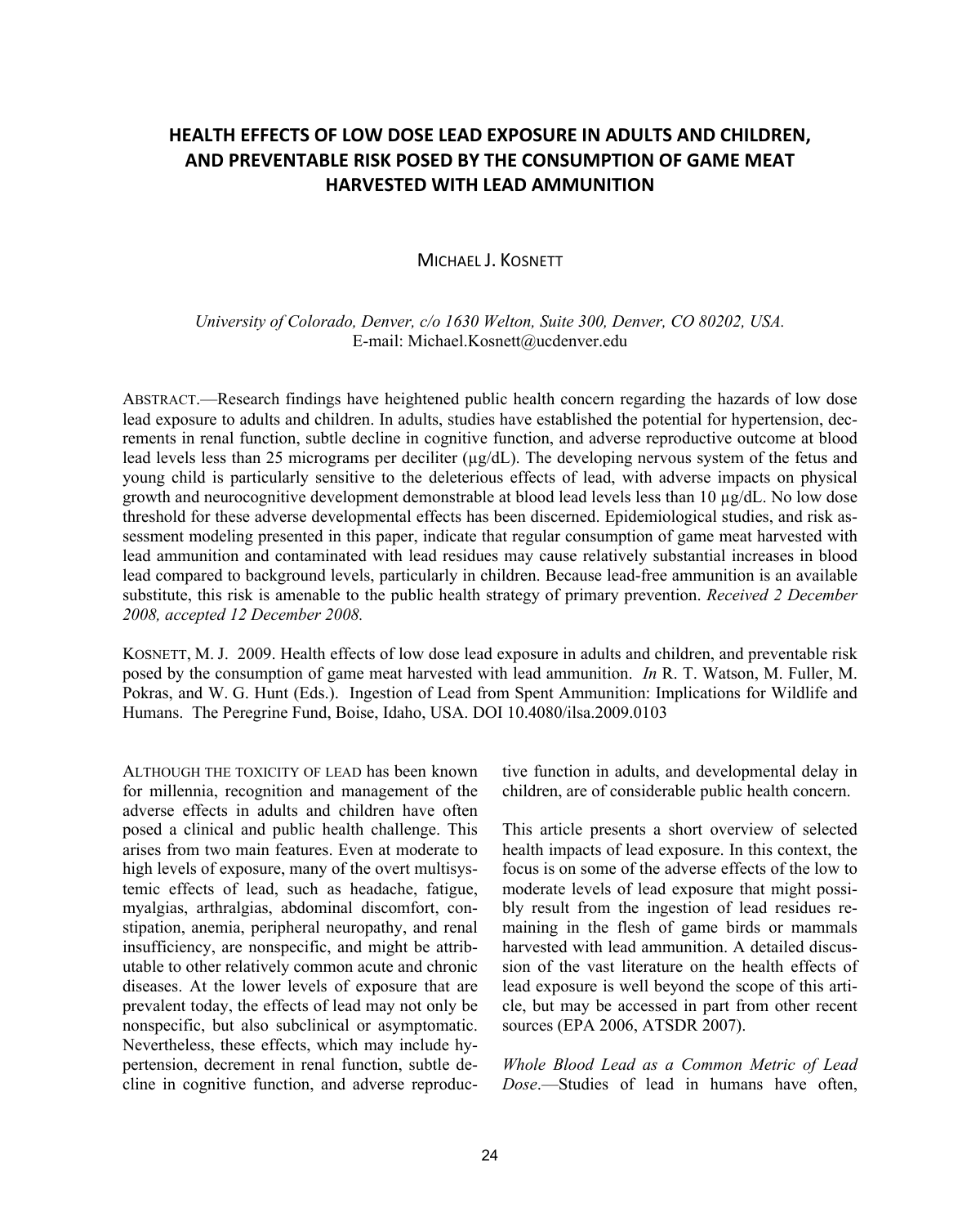# HEALTH EFFECTS OF LOW DOSE LEAD EXPOSURE IN ADULTS AND CHILDREN, AND PREVENTABLE RISK POSED BY THE CONSUMPTION OF GAME MEAT HARVESTED WITH LEAD AMMUNITION

MICHAEL J. KOSNETT

*University of Colorado, Denver, c/o 1630 Welton, Suite 300, Denver, CO 80202, USA.*
E-mail: Michael.Kosnett@ucdenver.edu

ABSTRACT.—Research findings have heightened public health concern regarding the hazards of low dose lead exposure to adults and children. In adults, studies have established the potential for hypertension, decrements in renal function, subtle decline in cognitive function, and adverse reproductive outcome at blood lead levels less than 25 micrograms per deciliter (µg/dL). The developing nervous system of the fetus and young child is particularly sensitive to the deleterious effects of lead, with adverse impacts on physical growth and neurocognitive development demonstrable at blood lead levels less than 10 µg/dL. No low dose threshold for these adverse developmental effects has been discerned. Epidemiological studies, and risk assessment modeling presented in this paper, indicate that regular consumption of game meat harvested with lead ammunition and contaminated with lead residues may cause relatively substantial increases in blood lead compared to background levels, particularly in children. Because lead-free ammunition is an available substitute, this risk is amenable to the public health strategy of primary prevention. *Received 2 December 2008, accepted 12 December 2008.*

KOSNETT, M. J. 2009. Health effects of low dose lead exposure in adults and children, and preventable risk posed by the consumption of game meat harvested with lead ammunition. *In* R. T. Watson, M. Fuller, M. Pokras, and W. G. Hunt (Eds.). Ingestion of Lead from Spent Ammunition: Implications for Wildlife and Humans. The Peregrine Fund, Boise, Idaho, USA. DOI 10.4080/ilsa.2009.0103

ALTHOUGH THE TOXICITY OF LEAD has been known for millennia, recognition and management of the adverse effects in adults and children have often posed a clinical and public health challenge. This arises from two main features. Even at moderate to high levels of exposure, many of the overt multisystemic effects of lead, such as headache, fatigue, myalgias, arthralgias, abdominal discomfort, constipation, anemia, peripheral neuropathy, and renal insufficiency, are nonspecific, and might be attributable to other relatively common acute and chronic diseases. At the lower levels of exposure that are prevalent today, the effects of lead may not only be nonspecific, but also subclinical or asymptomatic. Nevertheless, these effects, which may include hypertension, decrement in renal function, subtle decline in cognitive function, and adverse reproductive function in adults, and developmental delay in children, are of considerable public health concern.

This article presents a short overview of selected health impacts of lead exposure. In this context, the focus is on some of the adverse effects of the low to moderate levels of lead exposure that might possibly result from the ingestion of lead residues remaining in the flesh of game birds or mammals harvested with lead ammunition. A detailed discussion of the vast literature on the health effects of lead exposure is well beyond the scope of this article, but may be accessed in part from other recent sources (EPA 2006, ATSDR 2007).

*Whole Blood Lead as a Common Metric of Lead Dose*.—Studies of lead in humans have often,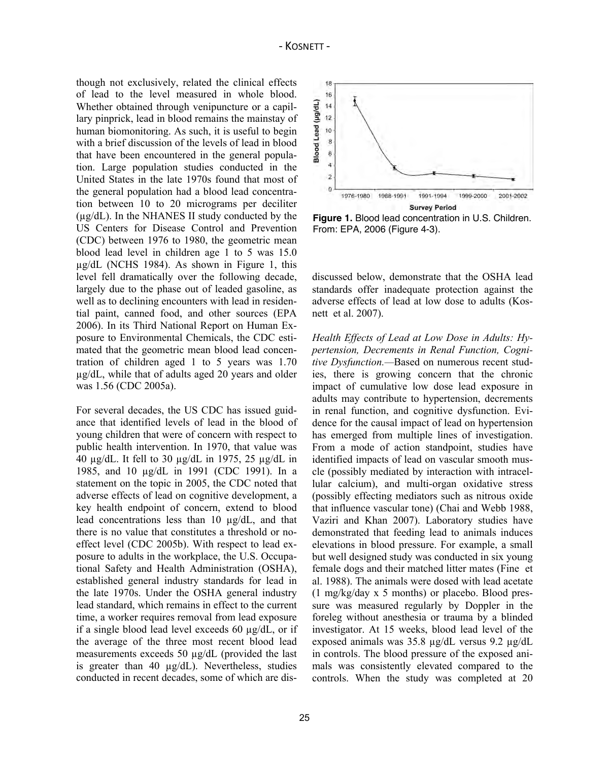though not exclusively, related the clinical effects of lead to the level measured in whole blood. Whether obtained through venipuncture or a capillary pinprick, lead in blood remains the mainstay of human biomonitoring. As such, it is useful to begin with a brief discussion of the levels of lead in blood that have been encountered in the general population. Large population studies conducted in the United States in the late 1970s found that most of the general population had a blood lead concentration between 10 to 20 micrograms per deciliter (µg/dL). In the NHANES II study conducted by the US Centers for Disease Control and Prevention (CDC) between 1976 to 1980, the geometric mean blood lead level in children age 1 to 5 was 15.0 µg/dL (NCHS 1984). As shown in Figure 1, this level fell dramatically over the following decade, largely due to the phase out of leaded gasoline, as well as to declining encounters with lead in residential paint, canned food, and other sources (EPA 2006). In its Third National Report on Human Exposure to Environmental Chemicals, the CDC estimated that the geometric mean blood lead concentration of children aged 1 to 5 years was 1.70 µg/dL, while that of adults aged 20 years and older was 1.56 (CDC 2005a).

**Figure 1.** Blood lead concentration in U.S. Children. From: EPA, 2006 (Figure 4-3).

For several decades, the US CDC has issued guidance that identified levels of lead in the blood of young children that were of concern with respect to public health intervention. In 1970, that value was 40 µg/dL. It fell to 30 µg/dL in 1975, 25 µg/dL in 1985, and 10 µg/dL in 1991 (CDC 1991). In a statement on the topic in 2005, the CDC noted that adverse effects of lead on cognitive development, a key health endpoint of concern, extend to blood lead concentrations less than 10 µg/dL, and that there is no value that constitutes a threshold or no-effect level (CDC 2005b). With respect to lead exposure to adults in the workplace, the U.S. Occupational Safety and Health Administration (OSHA), established general industry standards for lead in the late 1970s. Under the OSHA general industry lead standard, which remains in effect to the current time, a worker requires removal from lead exposure if a single blood lead level exceeds 60 µg/dL, or if the average of the three most recent blood lead measurements exceeds 50 µg/dL (provided the last is greater than 40 µg/dL). Nevertheless, studies conducted in recent decades, some of which are discussed below, demonstrate that the OSHA lead standards offer inadequate protection against the adverse effects of lead at low dose to adults (Kosnett et al. 2007).

*Health Effects of Lead at Low Dose in Adults: Hypertension, Decrements in Renal Function, Cognitive Dysfunction.*—Based on numerous recent studies, there is growing concern that the chronic impact of cumulative low dose lead exposure in adults may contribute to hypertension, decrements in renal function, and cognitive dysfunction. Evidence for the causal impact of lead on hypertension has emerged from multiple lines of investigation. From a mode of action standpoint, studies have identified impacts of lead on vascular smooth muscle (possibly mediated by interaction with intracellular calcium), and multi-organ oxidative stress (possibly effecting mediators such as nitrous oxide that influence vascular tone) (Chai and Webb 1988, Vaziri and Khan 2007). Laboratory studies have demonstrated that feeding lead to animals induces elevations in blood pressure. For example, a small but well designed study was conducted in six young female dogs and their matched litter mates (Fine et al. 1988). The animals were dosed with lead acetate (1 mg/kg/day x 5 months) or placebo. Blood pressure was measured regularly by Doppler in the foreleg without anesthesia or trauma by a blinded investigator. At 15 weeks, blood lead level of the exposed animals was 35.8 µg/dL versus 9.2 µg/dL in controls. The blood pressure of the exposed animals was consistently elevated compared to the controls. When the study was completed at 20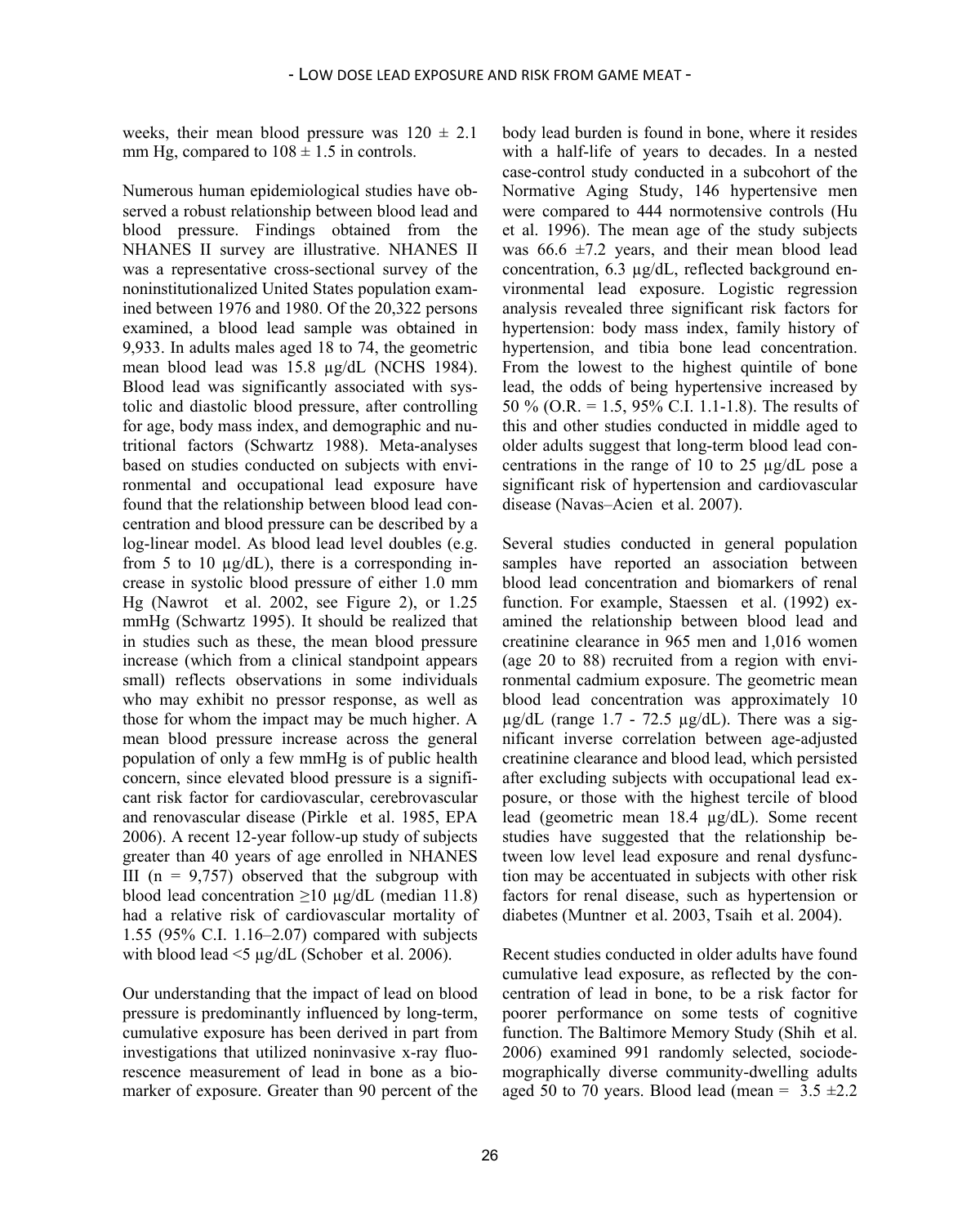weeks, their mean blood pressure was 120 ± 2.1 mm Hg, compared to 108 ± 1.5 in controls.

Numerous human epidemiological studies have observed a robust relationship between blood lead and blood pressure. Findings obtained from the NHANES II survey are illustrative. NHANES II was a representative cross-sectional survey of the noninstitutionalized United States population examined between 1976 and 1980. Of the 20,322 persons examined, a blood lead sample was obtained in 9,933. In adults males aged 18 to 74, the geometric mean blood lead was 15.8 µg/dL (NCHS 1984). Blood lead was significantly associated with systolic and diastolic blood pressure, after controlling for age, body mass index, and demographic and nutritional factors (Schwartz 1988). Meta-analyses based on studies conducted on subjects with environmental and occupational lead exposure have found that the relationship between blood lead concentration and blood pressure can be described by a log-linear model. As blood lead level doubles (e.g. from 5 to 10 µg/dL), there is a corresponding increase in systolic blood pressure of either 1.0 mm Hg (Nawrot et al. 2002, see Figure 2), or 1.25 mmHg (Schwartz 1995). It should be realized that in studies such as these, the mean blood pressure increase (which from a clinical standpoint appears small) reflects observations in some individuals who may exhibit no pressor response, as well as those for whom the impact may be much higher. A mean blood pressure increase across the general population of only a few mmHg is of public health concern, since elevated blood pressure is a significant risk factor for cardiovascular, cerebrovascular and renovascular disease (Pirkle et al. 1985, EPA 2006). A recent 12-year follow-up study of subjects greater than 40 years of age enrolled in NHANES III (n = 9,757) observed that the subgroup with blood lead concentration ≥10 µg/dL (median 11.8) had a relative risk of cardiovascular mortality of 1.55 (95% C.I. 1.16–2.07) compared with subjects with blood lead <5 µg/dL (Schober et al. 2006).

Our understanding that the impact of lead on blood pressure is predominantly influenced by long-term, cumulative exposure has been derived in part from investigations that utilized noninvasive x-ray fluorescence measurement of lead in bone as a biomarker of exposure. Greater than 90 percent of the body lead burden is found in bone, where it resides with a half-life of years to decades. In a nested case-control study conducted in a subcohort of the Normative Aging Study, 146 hypertensive men were compared to 444 normotensive controls (Hu et al. 1996). The mean age of the study subjects was 66.6 ±7.2 years, and their mean blood lead concentration, 6.3 µg/dL, reflected background environmental lead exposure. Logistic regression analysis revealed three significant risk factors for hypertension: body mass index, family history of hypertension, and tibia bone lead concentration. From the lowest to the highest quintile of bone lead, the odds of being hypertensive increased by 50 % (O.R. = 1.5, 95% C.I. 1.1-1.8). The results of this and other studies conducted in middle aged to older adults suggest that long-term blood lead concentrations in the range of 10 to 25 µg/dL pose a significant risk of hypertension and cardiovascular disease (Navas–Acien et al. 2007).

Several studies conducted in general population samples have reported an association between blood lead concentration and biomarkers of renal function. For example, Staessen et al. (1992) examined the relationship between blood lead and creatinine clearance in 965 men and 1,016 women (age 20 to 88) recruited from a region with environmental cadmium exposure. The geometric mean blood lead concentration was approximately 10 µg/dL (range 1.7 - 72.5 µg/dL). There was a significant inverse correlation between age-adjusted creatinine clearance and blood lead, which persisted after excluding subjects with occupational lead exposure, or those with the highest tercile of blood lead (geometric mean 18.4 µg/dL). Some recent studies have suggested that the relationship between low level lead exposure and renal dysfunction may be accentuated in subjects with other risk factors for renal disease, such as hypertension or diabetes (Muntner et al. 2003, Tsaih et al. 2004).

Recent studies conducted in older adults have found cumulative lead exposure, as reflected by the concentration of lead in bone, to be a risk factor for poorer performance on some tests of cognitive function. The Baltimore Memory Study (Shih et al. 2006) examined 991 randomly selected, sociodemographically diverse community-dwelling adults aged 50 to 70 years. Blood lead (mean = 3.5 ±2.2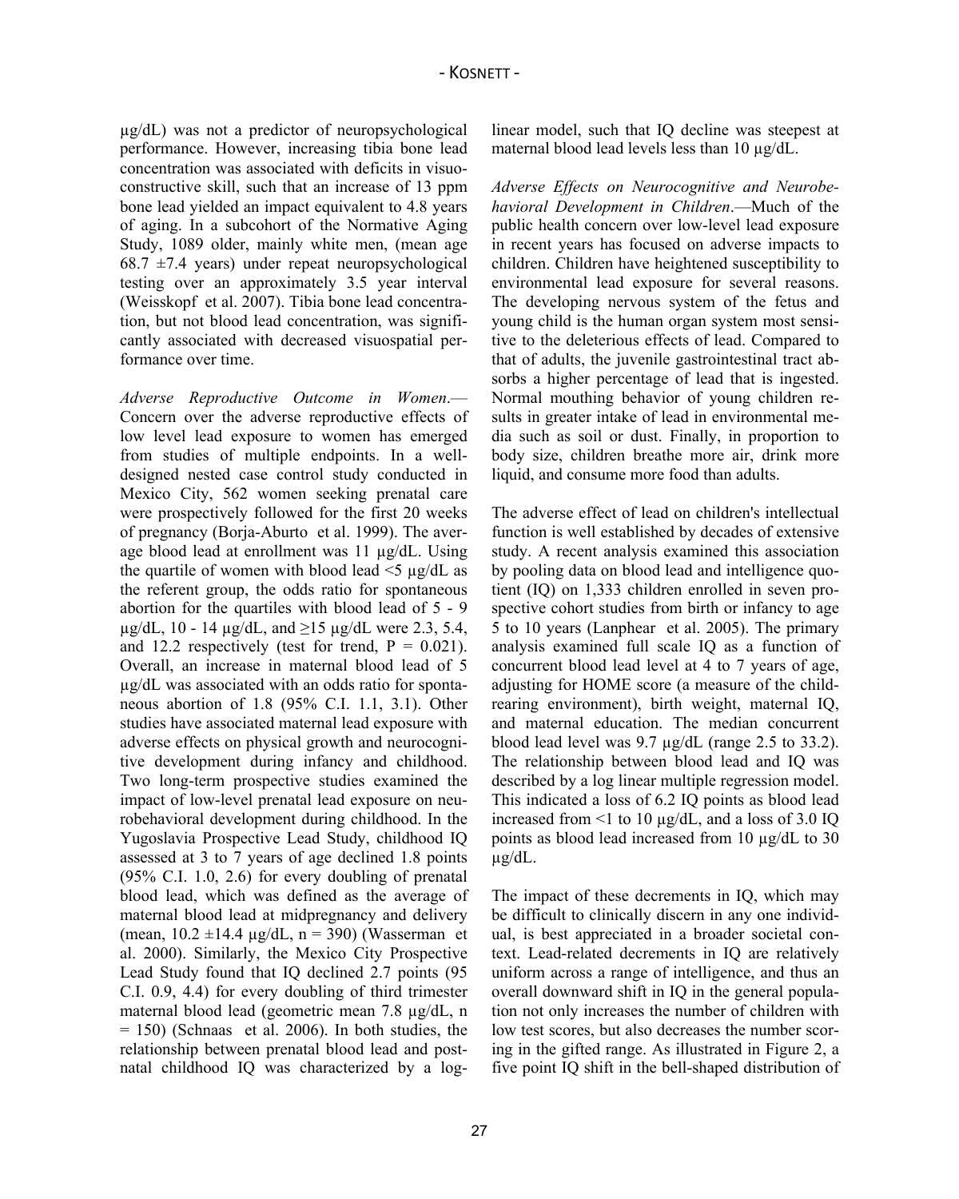μg/dL) was not a predictor of neuropsychological performance. However, increasing tibia bone lead concentration was associated with deficits in visuoconstructive skill, such that an increase of 13 ppm bone lead yielded an impact equivalent to 4.8 years of aging. In a subcohort of the Normative Aging Study, 1089 older, mainly white men, (mean age 68.7 ±7.4 years) under repeat neuropsychological testing over an approximately 3.5 year interval (Weisskopf et al. 2007). Tibia bone lead concentration, but not blood lead concentration, was significantly associated with decreased visuospatial performance over time.

*Adverse Reproductive Outcome in Women*.—Concern over the adverse reproductive effects of low level lead exposure to women has emerged from studies of multiple endpoints. In a well-designed nested case control study conducted in Mexico City, 562 women seeking prenatal care were prospectively followed for the first 20 weeks of pregnancy (Borja-Aburto et al. 1999). The average blood lead at enrollment was 11 μg/dL. Using the quartile of women with blood lead <5 μg/dL as the referent group, the odds ratio for spontaneous abortion for the quartiles with blood lead of 5 - 9 μg/dL, 10 - 14 μg/dL, and ≥15 μg/dL were 2.3, 5.4, and 12.2 respectively (test for trend, $P = 0.021$). Overall, an increase in maternal blood lead of 5 μg/dL was associated with an odds ratio for spontaneous abortion of 1.8 (95% C.I. 1.1, 3.1). Other studies have associated maternal lead exposure with adverse effects on physical growth and neurocognitive development during infancy and childhood. Two long-term prospective studies examined the impact of low-level prenatal lead exposure on neurobehavioral development during childhood. In the Yugoslavia Prospective Lead Study, childhood IQ assessed at 3 to 7 years of age declined 1.8 points (95% C.I. 1.0, 2.6) for every doubling of prenatal blood lead, which was defined as the average of maternal blood lead at midpregnancy and delivery (mean, 10.2 ±14.4 μg/dL, n = 390) (Wasserman et al. 2000). Similarly, the Mexico City Prospective Lead Study found that IQ declined 2.7 points (95 C.I. 0.9, 4.4) for every doubling of third trimester maternal blood lead (geometric mean 7.8 μg/dL, n = 150) (Schnaas et al. 2006). In both studies, the relationship between prenatal blood lead and postnatal childhood IQ was characterized by a log-linear model, such that IQ decline was steepest at maternal blood lead levels less than 10 μg/dL.

*Adverse Effects on Neurocognitive and Neurobehavioral Development in Children*.—Much of the public health concern over low-level lead exposure in recent years has focused on adverse impacts to children. Children have heightened susceptibility to environmental lead exposure for several reasons. The developing nervous system of the fetus and young child is the human organ system most sensitive to the deleterious effects of lead. Compared to that of adults, the juvenile gastrointestinal tract absorbs a higher percentage of lead that is ingested. Normal mouthing behavior of young children results in greater intake of lead in environmental media such as soil or dust. Finally, in proportion to body size, children breathe more air, drink more liquid, and consume more food than adults.

The adverse effect of lead on children's intellectual function is well established by decades of extensive study. A recent analysis examined this association by pooling data on blood lead and intelligence quotient (IQ) on 1,333 children enrolled in seven prospective cohort studies from birth or infancy to age 5 to 10 years (Lanphear et al. 2005). The primary analysis examined full scale IQ as a function of concurrent blood lead level at 4 to 7 years of age, adjusting for HOME score (a measure of the child-rearing environment), birth weight, maternal IQ, and maternal education. The median concurrent blood lead level was 9.7 μg/dL (range 2.5 to 33.2). The relationship between blood lead and IQ was described by a log linear multiple regression model. This indicated a loss of 6.2 IQ points as blood lead increased from <1 to 10 μg/dL, and a loss of 3.0 IQ points as blood lead increased from 10 μg/dL to 30 μg/dL.

The impact of these decrements in IQ, which may be difficult to clinically discern in any one individual, is best appreciated in a broader societal context. Lead-related decrements in IQ are relatively uniform across a range of intelligence, and thus an overall downward shift in IQ in the general population not only increases the number of children with low test scores, but also decreases the number scoring in the gifted range. As illustrated in Figure 2, a five point IQ shift in the bell-shaped distribution of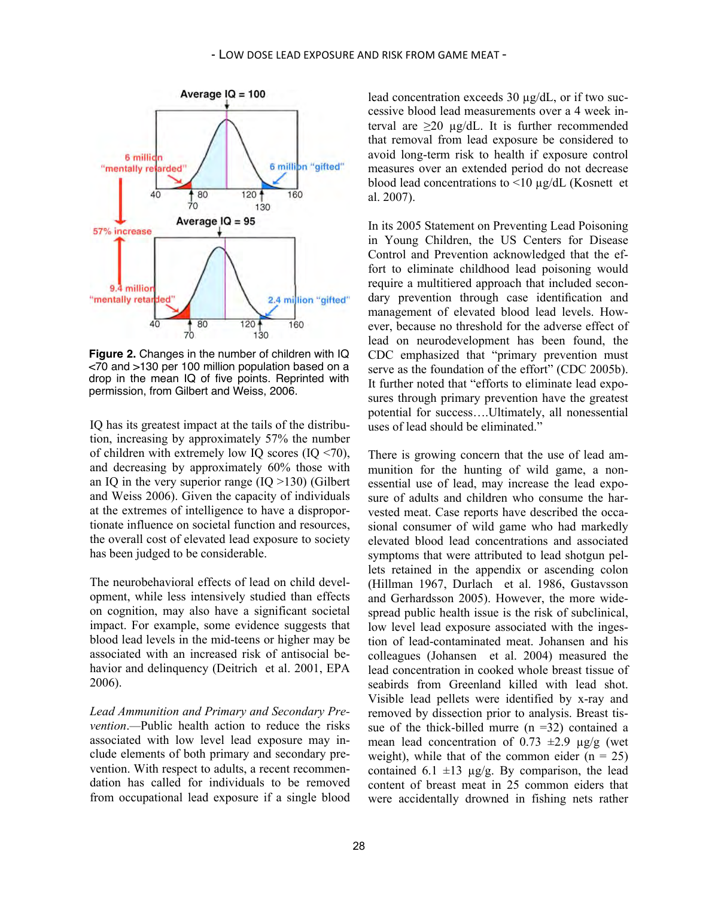**Figure 2.** Changes in the number of children with IQ <70 and >130 per 100 million population based on a drop in the mean IQ of five points. Reprinted with permission, from Gilbert and Weiss, 2006.

IQ has its greatest impact at the tails of the distribution, increasing by approximately 57% the number of children with extremely low IQ scores (IQ <70), and decreasing by approximately 60% those with an IQ in the very superior range (IQ >130) (Gilbert and Weiss 2006). Given the capacity of individuals at the extremes of intelligence to have a disproportionate influence on societal function and resources, the overall cost of elevated lead exposure to society has been judged to be considerable.

The neurobehavioral effects of lead on child development, while less intensively studied than effects on cognition, may also have a significant societal impact. For example, some evidence suggests that blood lead levels in the mid-teens or higher may be associated with an increased risk of antisocial behavior and delinquency (Deitrich et al. 2001, EPA 2006).

*Lead Ammunition and Primary and Secondary Prevention*.—Public health action to reduce the risks associated with low level lead exposure may include elements of both primary and secondary prevention. With respect to adults, a recent recommendation has called for individuals to be removed from occupational lead exposure if a single blood lead concentration exceeds 30 µg/dL, or if two successive blood lead measurements over a 4 week interval are ≥20 µg/dL. It is further recommended that removal from lead exposure be considered to avoid long-term risk to health if exposure control measures over an extended period do not decrease blood lead concentrations to <10 µg/dL (Kosnett et al. 2007).

In its 2005 Statement on Preventing Lead Poisoning in Young Children, the US Centers for Disease Control and Prevention acknowledged that the effort to eliminate childhood lead poisoning would require a multitiered approach that included secondary prevention through case identification and management of elevated blood lead levels. However, because no threshold for the adverse effect of lead on neurodevelopment has been found, the CDC emphasized that "primary prevention must serve as the foundation of the effort" (CDC 2005b). It further noted that "efforts to eliminate lead exposures through primary prevention have the greatest potential for success….Ultimately, all nonessential uses of lead should be eliminated."

There is growing concern that the use of lead ammunition for the hunting of wild game, a nonessential use of lead, may increase the lead exposure of adults and children who consume the harvested meat. Case reports have described the occasional consumer of wild game who had markedly elevated blood lead concentrations and associated symptoms that were attributed to lead shotgun pellets retained in the appendix or ascending colon (Hillman 1967, Durlach et al. 1986, Gustavsson and Gerhardsson 2005). However, the more widespread public health issue is the risk of subclinical, low level lead exposure associated with the ingestion of lead-contaminated meat. Johansen and his colleagues (Johansen et al. 2004) measured the lead concentration in cooked whole breast tissue of seabirds from Greenland killed with lead shot. Visible lead pellets were identified by x-ray and removed by dissection prior to analysis. Breast tissue of the thick-billed murre (n =32) contained a mean lead concentration of 0.73 ±2.9 µg/g (wet weight), while that of the common eider (n = 25) contained 6.1 ±13 µg/g. By comparison, the lead content of breast meat in 25 common eiders that were accidentally drowned in fishing nets rather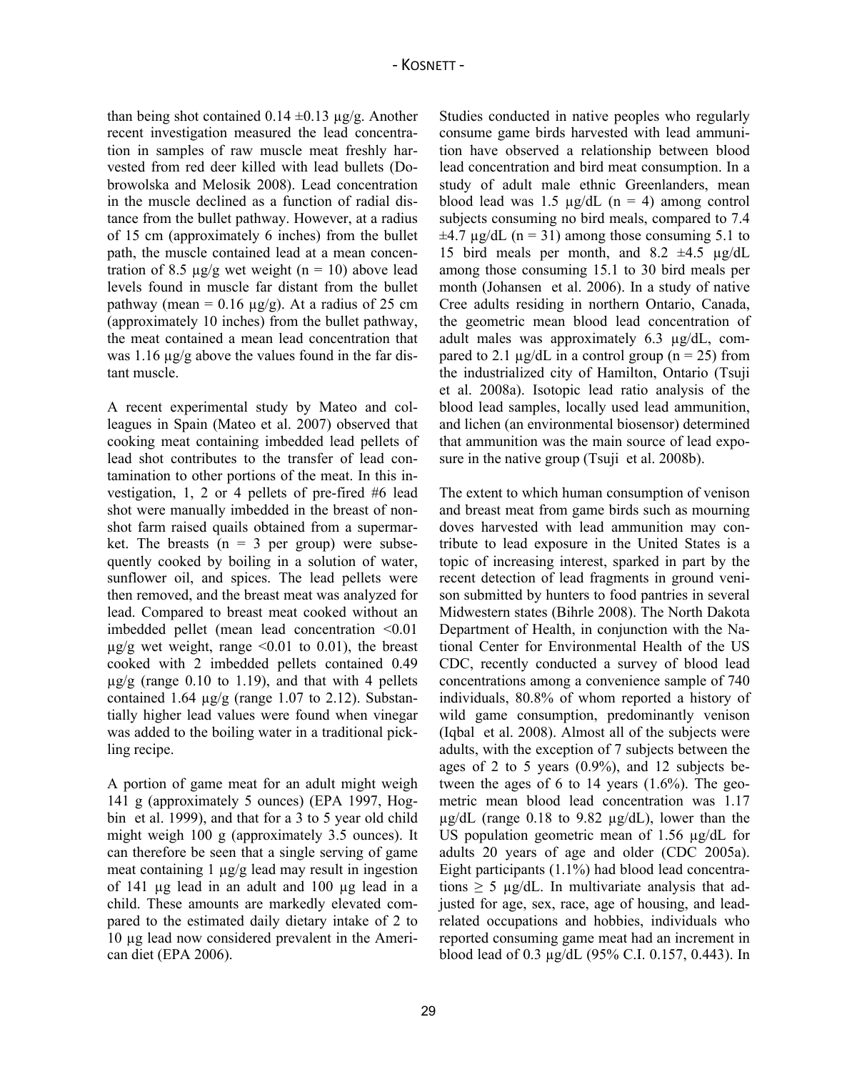than being shot contained 0.14 ±0.13 µg/g. Another recent investigation measured the lead concentration in samples of raw muscle meat freshly harvested from red deer killed with lead bullets (Dobrowolska and Melosik 2008). Lead concentration in the muscle declined as a function of radial distance from the bullet pathway. However, at a radius of 15 cm (approximately 6 inches) from the bullet path, the muscle contained lead at a mean concentration of 8.5 µg/g wet weight (n = 10) above lead levels found in muscle far distant from the bullet pathway (mean = 0.16 µg/g). At a radius of 25 cm (approximately 10 inches) from the bullet pathway, the meat contained a mean lead concentration that was 1.16 µg/g above the values found in the far distant muscle.

A recent experimental study by Mateo and colleagues in Spain (Mateo et al. 2007) observed that cooking meat containing imbedded lead pellets of lead shot contributes to the transfer of lead contamination to other portions of the meat. In this investigation, 1, 2 or 4 pellets of pre-fired #6 lead shot were manually imbedded in the breast of non-shot farm raised quails obtained from a supermarket. The breasts (n = 3 per group) were subsequently cooked by boiling in a solution of water, sunflower oil, and spices. The lead pellets were then removed, and the breast meat was analyzed for lead. Compared to breast meat cooked without an imbedded pellet (mean lead concentration <0.01 µg/g wet weight, range <0.01 to 0.01), the breast cooked with 2 imbedded pellets contained 0.49 µg/g (range 0.10 to 1.19), and that with 4 pellets contained 1.64 µg/g (range 1.07 to 2.12). Substantially higher lead values were found when vinegar was added to the boiling water in a traditional pickling recipe.

A portion of game meat for an adult might weigh 141 g (approximately 5 ounces) (EPA 1997, Hogbin et al. 1999), and that for a 3 to 5 year old child might weigh 100 g (approximately 3.5 ounces). It can therefore be seen that a single serving of game meat containing 1 µg/g lead may result in ingestion of 141 µg lead in an adult and 100 µg lead in a child. These amounts are markedly elevated compared to the estimated daily dietary intake of 2 to 10 µg lead now considered prevalent in the American diet (EPA 2006).

Studies conducted in native peoples who regularly consume game birds harvested with lead ammunition have observed a relationship between blood lead concentration and bird meat consumption. In a study of adult male ethnic Greenlanders, mean blood lead was 1.5 µg/dL (n = 4) among control subjects consuming no bird meals, compared to 7.4 ±4.7 µg/dL (n = 31) among those consuming 5.1 to 15 bird meals per month, and 8.2 ±4.5 µg/dL among those consuming 15.1 to 30 bird meals per month (Johansen et al. 2006). In a study of native Cree adults residing in northern Ontario, Canada, the geometric mean blood lead concentration of adult males was approximately 6.3 µg/dL, compared to 2.1 µg/dL in a control group (n = 25) from the industrialized city of Hamilton, Ontario (Tsuji et al. 2008a). Isotopic lead ratio analysis of the blood lead samples, locally used lead ammunition, and lichen (an environmental biosensor) determined that ammunition was the main source of lead exposure in the native group (Tsuji et al. 2008b).

The extent to which human consumption of venison and breast meat from game birds such as mourning doves harvested with lead ammunition may contribute to lead exposure in the United States is a topic of increasing interest, sparked in part by the recent detection of lead fragments in ground venison submitted by hunters to food pantries in several Midwestern states (Bihrle 2008). The North Dakota Department of Health, in conjunction with the National Center for Environmental Health of the US CDC, recently conducted a survey of blood lead concentrations among a convenience sample of 740 individuals, 80.8% of whom reported a history of wild game consumption, predominantly venison (Iqbal et al. 2008). Almost all of the subjects were adults, with the exception of 7 subjects between the ages of 2 to 5 years (0.9%), and 12 subjects between the ages of 6 to 14 years (1.6%). The geometric mean blood lead concentration was 1.17 µg/dL (range 0.18 to 9.82 µg/dL), lower than the US population geometric mean of 1.56 µg/dL for adults 20 years of age and older (CDC 2005a). Eight participants (1.1%) had blood lead concentrations ≥ 5 µg/dL. In multivariate analysis that adjusted for age, sex, race, age of housing, and lead-related occupations and hobbies, individuals who reported consuming game meat had an increment in blood lead of 0.3 µg/dL (95% C.I. 0.157, 0.443). In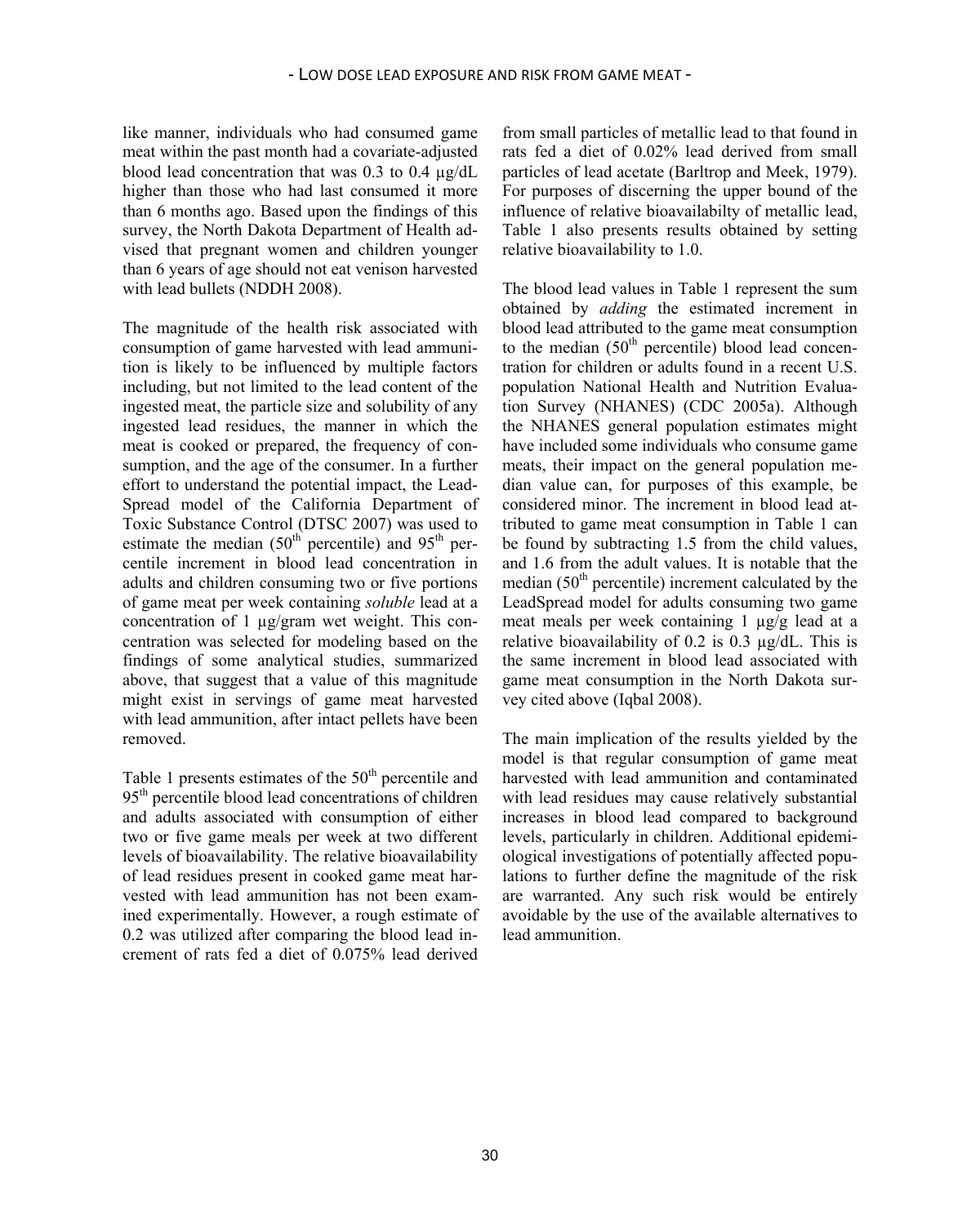like manner, individuals who had consumed game meat within the past month had a covariate-adjusted blood lead concentration that was 0.3 to 0.4 µg/dL higher than those who had last consumed it more than 6 months ago. Based upon the findings of this survey, the North Dakota Department of Health advised that pregnant women and children younger than 6 years of age should not eat venison harvested with lead bullets (NDDH 2008).

The magnitude of the health risk associated with consumption of game harvested with lead ammunition is likely to be influenced by multiple factors including, but not limited to the lead content of the ingested meat, the particle size and solubility of any ingested lead residues, the manner in which the meat is cooked or prepared, the frequency of consumption, and the age of the consumer. In a further effort to understand the potential impact, the LeadSpread model of the California Department of Toxic Substance Control (DTSC 2007) was used to estimate the median (50$^{th}$ percentile) and 95$^{th}$ percentile increment in blood lead concentration in adults and children consuming two or five portions of game meat per week containing *soluble* lead at a concentration of 1 µg/gram wet weight. This concentration was selected for modeling based on the findings of some analytical studies, summarized above, that suggest that a value of this magnitude might exist in servings of game meat harvested with lead ammunition, after intact pellets have been removed.

Table 1 presents estimates of the 50$^{th}$ percentile and 95$^{th}$ percentile blood lead concentrations of children and adults associated with consumption of either two or five game meals per week at two different levels of bioavailability. The relative bioavailability of lead residues present in cooked game meat harvested with lead ammunition has not been examined experimentally. However, a rough estimate of 0.2 was utilized after comparing the blood lead increment of rats fed a diet of 0.075% lead derived from small particles of metallic lead to that found in rats fed a diet of 0.02% lead derived from small particles of lead acetate (Barltrop and Meek, 1979). For purposes of discerning the upper bound of the influence of relative bioavailabilty of metallic lead, Table 1 also presents results obtained by setting relative bioavailability to 1.0.

The blood lead values in Table 1 represent the sum obtained by *adding* the estimated increment in blood lead attributed to the game meat consumption to the median (50$^{th}$ percentile) blood lead concentration for children or adults found in a recent U.S. population National Health and Nutrition Evaluation Survey (NHANES) (CDC 2005a). Although the NHANES general population estimates might have included some individuals who consume game meats, their impact on the general population median value can, for purposes of this example, be considered minor. The increment in blood lead attributed to game meat consumption in Table 1 can be found by subtracting 1.5 from the child values, and 1.6 from the adult values. It is notable that the median (50$^{th}$ percentile) increment calculated by the LeadSpread model for adults consuming two game meat meals per week containing 1 µg/g lead at a relative bioavailability of 0.2 is 0.3 µg/dL. This is the same increment in blood lead associated with game meat consumption in the North Dakota survey cited above (Iqbal 2008).

The main implication of the results yielded by the model is that regular consumption of game meat harvested with lead ammunition and contaminated with lead residues may cause relatively substantial increases in blood lead compared to background levels, particularly in children. Additional epidemiological investigations of potentially affected populations to further define the magnitude of the risk are warranted. Any such risk would be entirely avoidable by the use of the available alternatives to lead ammunition.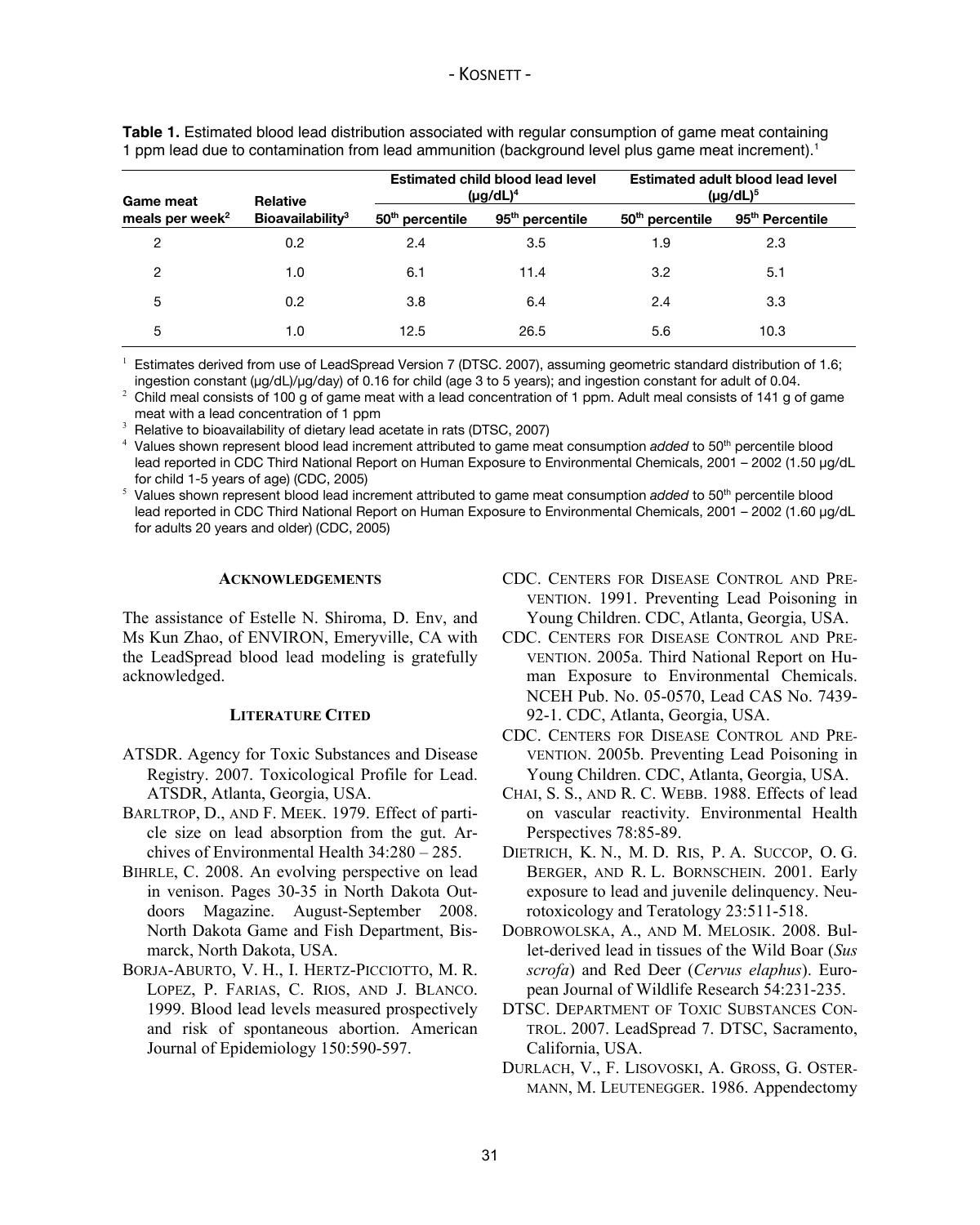**Table 1.** Estimated blood lead distribution associated with regular consumption of game meat containing 1 ppm lead due to contamination from lead ammunition (background level plus game meat increment).[1]

| Game meat meals per week[2] | Relative Bioavailability[3] | Estimated child blood lead level (μg/dL)[4] | | Estimated adult blood lead level (μg/dL)[5] | |
|---|---|---|---|---|---|
| | | 50th percentile | 95th percentile | 50th percentile | 95th Percentile |
| 2 | 0.2 | 2.4 | 3.5 | 1.9 | 2.3 |
| 2 | 1.0 | 6.1 | 11.4 | 3.2 | 5.1 |
| 5 | 0.2 | 3.8 | 6.4 | 2.4 | 3.3 |
| 5 | 1.0 | 12.5 | 26.5 | 5.6 | 10.3 |

[1] Estimates derived from use of LeadSpread Version 7 (DTSC. 2007), assuming geometric standard distribution of 1.6; ingestion constant (μg/dL)/μg/day) of 0.16 for child (age 3 to 5 years); and ingestion constant for adult of 0.04.

[2] Child meal consists of 100 g of game meat with a lead concentration of 1 ppm. Adult meal consists of 141 g of game meat with a lead concentration of 1 ppm

[3] Relative to bioavailability of dietary lead acetate in rats (DTSC, 2007)

[4] Values shown represent blood lead increment attributed to game meat consumption *added* to 50th percentile blood lead reported in CDC Third National Report on Human Exposure to Environmental Chemicals, 2001 – 2002 (1.50 μg/dL for child 1-5 years of age) (CDC, 2005)

[5] Values shown represent blood lead increment attributed to game meat consumption *added* to 50th percentile blood lead reported in CDC Third National Report on Human Exposure to Environmental Chemicals, 2001 – 2002 (1.60 μg/dL for adults 20 years and older) (CDC, 2005)

## Acknowledgements

The assistance of Estelle N. Shiroma, D. Env, and Ms Kun Zhao, of ENVIRON, Emeryville, CA with the LeadSpread blood lead modeling is gratefully acknowledged.

## Literature Cited

ATSDR. Agency for Toxic Substances and Disease Registry. 2007. Toxicological Profile for Lead. ATSDR, Atlanta, Georgia, USA.

Barltrop, D., and F. Meek. 1979. Effect of particle size on lead absorption from the gut. Archives of Environmental Health 34:280 – 285.

Bihrle, C. 2008. An evolving perspective on lead in venison. Pages 30-35 in North Dakota Outdoors Magazine. August-September 2008. North Dakota Game and Fish Department, Bismarck, North Dakota, USA.

Borja-Aburto, V. H., I. Hertz-Picciotto, M. R. Lopez, P. Farias, C. Rios, and J. Blanco. 1999. Blood lead levels measured prospectively and risk of spontaneous abortion. American Journal of Epidemiology 150:590-597.

CDC. Centers for Disease Control and Prevention. 1991. Preventing Lead Poisoning in Young Children. CDC, Atlanta, Georgia, USA.

CDC. Centers for Disease Control and Prevention. 2005a. Third National Report on Human Exposure to Environmental Chemicals. NCEH Pub. No. 05-0570, Lead CAS No. 7439-92-1. CDC, Atlanta, Georgia, USA.

CDC. Centers for Disease Control and Prevention. 2005b. Preventing Lead Poisoning in Young Children. CDC, Atlanta, Georgia, USA.

Chai, S. S., and R. C. Webb. 1988. Effects of lead on vascular reactivity. Environmental Health Perspectives 78:85-89.

Dietrich, K. N., M. D. Ris, P. A. Succop, O. G. Berger, and R. L. Bornschein. 2001. Early exposure to lead and juvenile delinquency. Neurotoxicology and Teratology 23:511-518.

Dobrowolska, A., and M. Melosik. 2008. Bullet-derived lead in tissues of the Wild Boar (*Sus scrofa*) and Red Deer (*Cervus elaphus*). European Journal of Wildlife Research 54:231-235.

DTSC. Department of Toxic Substances Control. 2007. LeadSpread 7. DTSC, Sacramento, California, USA.

Durlach, V., F. Lisovoski, A. Gross, G. Ostermann, M. Leutenegger. 1986. Appendectomy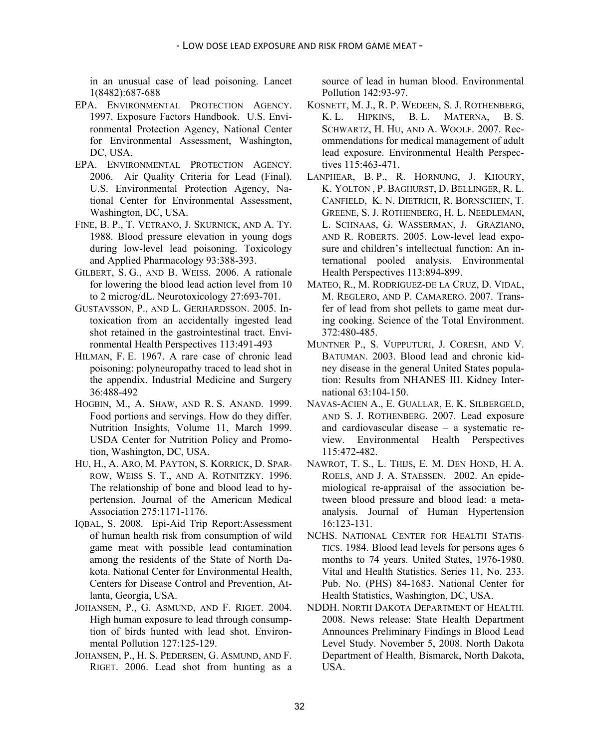in an unusual case of lead poisoning. Lancet 1(8482):687-688

EPA. ENVIRONMENTAL PROTECTION AGENCY. 1997. Exposure Factors Handbook. U.S. Environmental Protection Agency, National Center for Environmental Assessment, Washington, DC, USA.

EPA. ENVIRONMENTAL PROTECTION AGENCY. 2006. Air Quality Criteria for Lead (Final). U.S. Environmental Protection Agency, National Center for Environmental Assessment, Washington, DC, USA.

FINE, B. P., T. VETRANO, J. SKURNICK, AND A. TY. 1988. Blood pressure elevation in young dogs during low-level lead poisoning. Toxicology and Applied Pharmacology 93:388-393.

GILBERT, S. G., AND B. WEISS. 2006. A rationale for lowering the blood lead action level from 10 to 2 microg/dL. Neurotoxicology 27:693-701.

GUSTAVSSON, P., AND L. GERHARDSSON. 2005. Intoxication from an accidentally ingested lead shot retained in the gastrointestinal tract. Environmental Health Perspectives 113:491-493

HILMAN, F. E. 1967. A rare case of chronic lead poisoning: polyneuropathy traced to lead shot in the appendix. Industrial Medicine and Surgery 36:488-492

HOGBIN, M., A. SHAW, AND R. S. ANAND. 1999. Food portions and servings. How do they differ. Nutrition Insights, Volume 11, March 1999. USDA Center for Nutrition Policy and Promotion, Washington, DC, USA.

HU, H., A. ARO, M. PAYTON, S. KORRICK, D. SPARROW, WEISS S. T., AND A. ROTNITZKY. 1996. The relationship of bone and blood lead to hypertension. Journal of the American Medical Association 275:1171-1176.

IQBAL, S. 2008. Epi-Aid Trip Report:Assessment of human health risk from consumption of wild game meat with possible lead contamination among the residents of the State of North Dakota. National Center for Environmental Health, Centers for Disease Control and Prevention, Atlanta, Georgia, USA.

JOHANSEN, P., G. ASMUND, AND F. RIGET. 2004. High human exposure to lead through consumption of birds hunted with lead shot. Environmental Pollution 127:125-129.

JOHANSEN, P., H. S. PEDERSEN, G. ASMUND, AND F. RIGET. 2006. Lead shot from hunting as a source of lead in human blood. Environmental Pollution 142:93-97.

KOSNETT, M. J., R. P. WEDEEN, S. J. ROTHENBERG, K. L. HIPKINS, B. L. MATERNA, B. S. SCHWARTZ, H. HU, AND A. WOOLF. 2007. Recommendations for medical management of adult lead exposure. Environmental Health Perspectives 115:463-471.

LANPHEAR, B. P., R. HORNUNG, J. KHOURY, K. YOLTON , P. BAGHURST, D. BELLINGER, R. L. CANFIELD, K. N. DIETRICH, R. BORNSCHEIN, T. GREENE, S. J. ROTHENBERG, H. L. NEEDLEMAN, L. SCHNAAS, G. WASSERMAN, J. GRAZIANO, AND R. ROBERTS. 2005. Low-level lead exposure and children's intellectual function: An international pooled analysis. Environmental Health Perspectives 113:894-899.

MATEO, R., M. RODRIGUEZ-DE LA CRUZ, D. VIDAL, M. REGLERO, AND P. CAMARERO. 2007. Transfer of lead from shot pellets to game meat during cooking. Science of the Total Environment. 372:480-485.

MUNTNER P., S. VUPPUTURI, J. CORESH, AND V. BATUMAN. 2003. Blood lead and chronic kidney disease in the general United States population: Results from NHANES III. Kidney International 63:104-150.

NAVAS-ACIEN A., E. GUALLAR, E. K. SILBERGELD, AND S. J. ROTHENBERG. 2007. Lead exposure and cardiovascular disease – a systematic review. Environmental Health Perspectives 115:472-482.

NAWROT, T. S., L. THIJS, E. M. DEN HOND, H. A. ROELS, AND J. A. STAESSEN. 2002. An epidemiological re-appraisal of the association between blood pressure and blood lead: a meta-analysis. Journal of Human Hypertension 16:123-131.

NCHS. NATIONAL CENTER FOR HEALTH STATISTICS. 1984. Blood lead levels for persons ages 6 months to 74 years. United States, 1976-1980. Vital and Health Statistics. Series 11, No. 233. Pub. No. (PHS) 84-1683. National Center for Health Statistics, Washington, DC, USA.

NDDH. NORTH DAKOTA DEPARTMENT OF HEALTH. 2008. News release: State Health Department Announces Preliminary Findings in Blood Lead Level Study. November 5, 2008. North Dakota Department of Health, Bismarck, North Dakota, USA.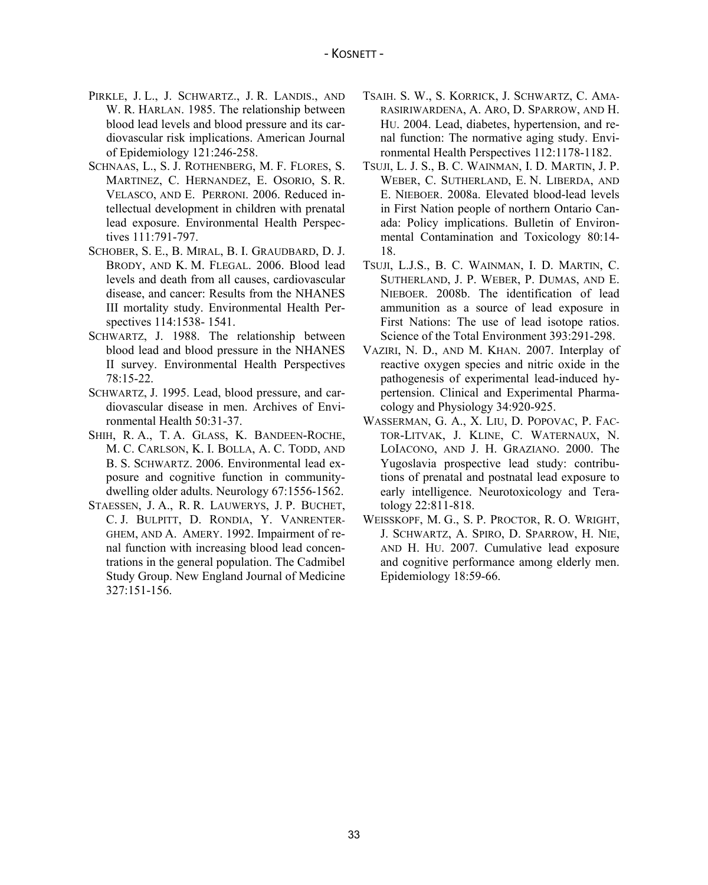PIRKLE, J. L., J. SCHWARTZ., J. R. LANDIS., AND W. R. HARLAN. 1985. The relationship between blood lead levels and blood pressure and its cardiovascular risk implications. American Journal of Epidemiology 121:246-258.

SCHNAAS, L., S. J. ROTHENBERG, M. F. FLORES, S. MARTINEZ, C. HERNANDEZ, E. OSORIO, S. R. VELASCO, AND E. PERRONI. 2006. Reduced intellectual development in children with prenatal lead exposure. Environmental Health Perspectives 111:791-797.

SCHOBER, S. E., B. MIRAL, B. I. GRAUDBARD, D. J. BRODY, AND K. M. FLEGAL. 2006. Blood lead levels and death from all causes, cardiovascular disease, and cancer: Results from the NHANES III mortality study. Environmental Health Perspectives 114:1538- 1541.

SCHWARTZ, J. 1988. The relationship between blood lead and blood pressure in the NHANES II survey. Environmental Health Perspectives 78:15-22.

SCHWARTZ, J. 1995. Lead, blood pressure, and cardiovascular disease in men. Archives of Environmental Health 50:31-37.

SHIH, R. A., T. A. GLASS, K. BANDEEN-ROCHE, M. C. CARLSON, K. I. BOLLA, A. C. TODD, AND B. S. SCHWARTZ. 2006. Environmental lead exposure and cognitive function in community-dwelling older adults. Neurology 67:1556-1562.

STAESSEN, J. A., R. R. LAUWERYS, J. P. BUCHET, C. J. BULPITT, D. RONDIA, Y. VANRENTERGHEM, AND A. AMERY. 1992. Impairment of renal function with increasing blood lead concentrations in the general population. The Cadmibel Study Group. New England Journal of Medicine 327:151-156.

TSAIH. S. W., S. KORRICK, J. SCHWARTZ, C. AMARASIRIWARDENA, A. ARO, D. SPARROW, AND H. HU. 2004. Lead, diabetes, hypertension, and renal function: The normative aging study. Environmental Health Perspectives 112:1178-1182.

TSUJI, L. J. S., B. C. WAINMAN, I. D. MARTIN, J. P. WEBER, C. SUTHERLAND, E. N. LIBERDA, AND E. NIEBOER. 2008a. Elevated blood-lead levels in First Nation people of northern Ontario Canada: Policy implications. Bulletin of Environmental Contamination and Toxicology 80:14-18.

TSUJI, L.J.S., B. C. WAINMAN, I. D. MARTIN, C. SUTHERLAND, J. P. WEBER, P. DUMAS, AND E. NIEBOER. 2008b. The identification of lead ammunition as a source of lead exposure in First Nations: The use of lead isotope ratios. Science of the Total Environment 393:291-298.

VAZIRI, N. D., AND M. KHAN. 2007. Interplay of reactive oxygen species and nitric oxide in the pathogenesis of experimental lead-induced hypertension. Clinical and Experimental Pharmacology and Physiology 34:920-925.

WASSERMAN, G. A., X. LIU, D. POPOVAC, P. FACTOR-LITVAK, J. KLINE, C. WATERNAUX, N. LOIACONO, AND J. H. GRAZIANO. 2000. The Yugoslavia prospective lead study: contributions of prenatal and postnatal lead exposure to early intelligence. Neurotoxicology and Teratology 22:811-818.

WEISSKOPF, M. G., S. P. PROCTOR, R. O. WRIGHT, J. SCHWARTZ, A. SPIRO, D. SPARROW, H. NIE, AND H. HU. 2007. Cumulative lead exposure and cognitive performance among elderly men. Epidemiology 18:59-66.